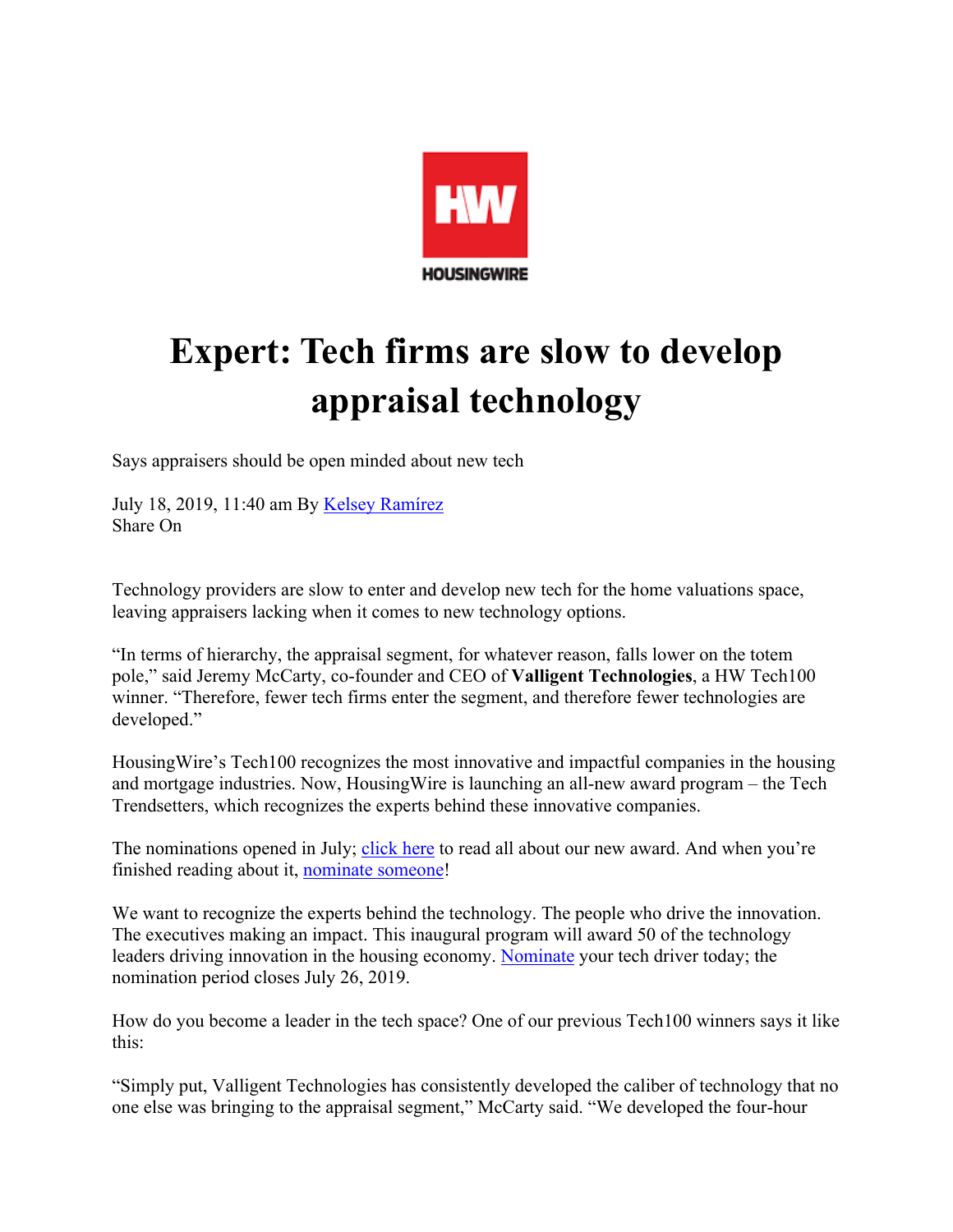HOUSINGWIRE

# Expert: Tech firms are slow to develop appraisal technology

Says appraisers should be open minded about new tech

July 18, 2019, 11:40 am By [Kelsey Ramírez]()
Share On

Technology providers are slow to enter and develop new tech for the home valuations space, leaving appraisers lacking when it comes to new technology options.

"In terms of hierarchy, the appraisal segment, for whatever reason, falls lower on the totem pole," said Jeremy McCarty, co-founder and CEO of **Valligent Technologies**, a HW Tech100 winner. "Therefore, fewer tech firms enter the segment, and therefore fewer technologies are developed."

HousingWire's Tech100 recognizes the most innovative and impactful companies in the housing and mortgage industries. Now, HousingWire is launching an all-new award program – the Tech Trendsetters, which recognizes the experts behind these innovative companies.

The nominations opened in July; [click here]() to read all about our new award. And when you're finished reading about it, [nominate someone]()!

We want to recognize the experts behind the technology. The people who drive the innovation. The executives making an impact. This inaugural program will award 50 of the technology leaders driving innovation in the housing economy. [Nominate]() your tech driver today; the nomination period closes July 26, 2019.

How do you become a leader in the tech space? One of our previous Tech100 winners says it like this:

"Simply put, Valligent Technologies has consistently developed the caliber of technology that no one else was bringing to the appraisal segment," McCarty said. "We developed the four-hour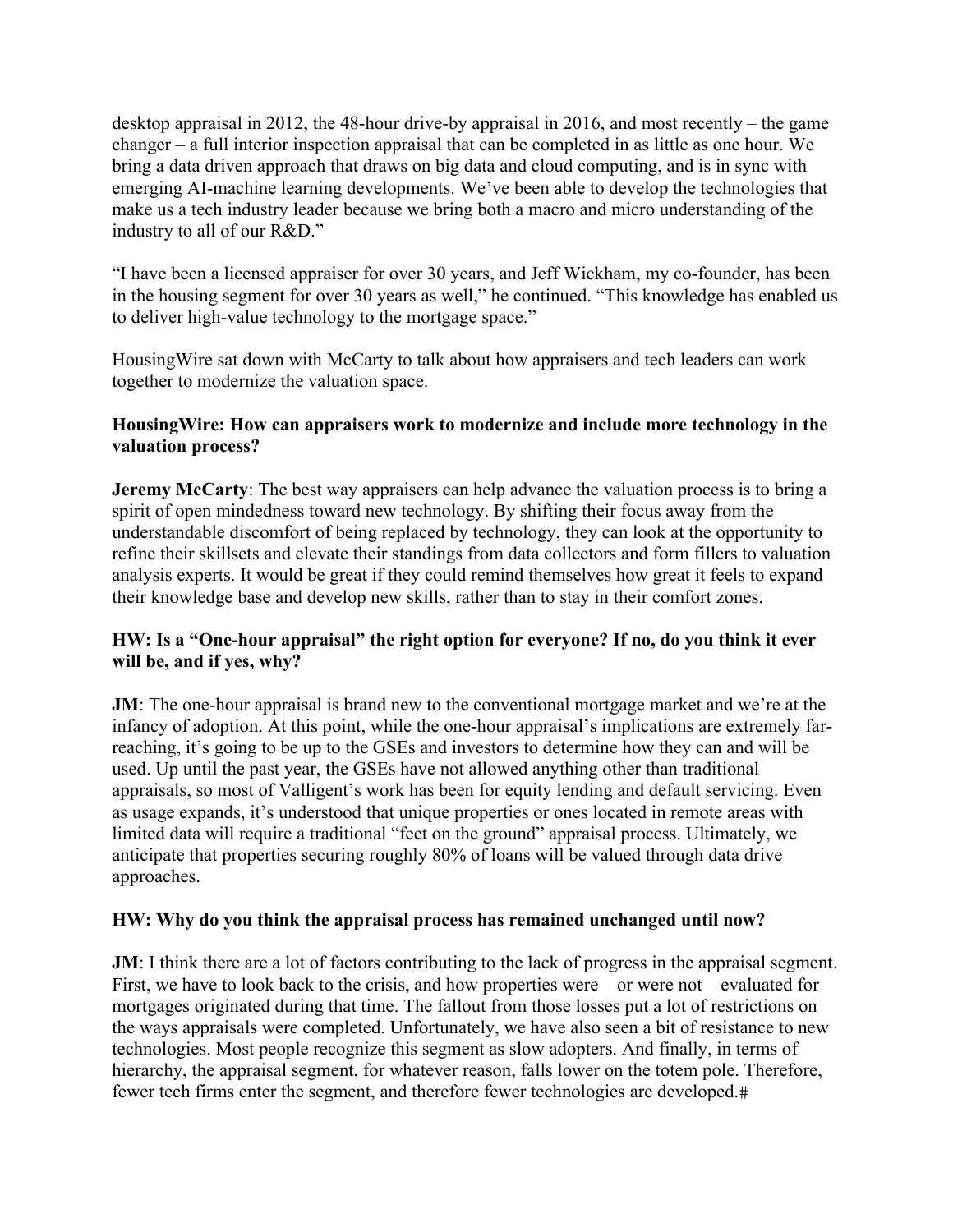desktop appraisal in 2012, the 48-hour drive-by appraisal in 2016, and most recently – the game changer – a full interior inspection appraisal that can be completed in as little as one hour. We bring a data driven approach that draws on big data and cloud computing, and is in sync with emerging AI-machine learning developments. We've been able to develop the technologies that make us a tech industry leader because we bring both a macro and micro understanding of the industry to all of our R&D."

"I have been a licensed appraiser for over 30 years, and Jeff Wickham, my co-founder, has been in the housing segment for over 30 years as well," he continued. "This knowledge has enabled us to deliver high-value technology to the mortgage space."

HousingWire sat down with McCarty to talk about how appraisers and tech leaders can work together to modernize the valuation space.

**HousingWire: How can appraisers work to modernize and include more technology in the valuation process?**

**Jeremy McCarty**: The best way appraisers can help advance the valuation process is to bring a spirit of open mindedness toward new technology. By shifting their focus away from the understandable discomfort of being replaced by technology, they can look at the opportunity to refine their skillsets and elevate their standings from data collectors and form fillers to valuation analysis experts. It would be great if they could remind themselves how great it feels to expand their knowledge base and develop new skills, rather than to stay in their comfort zones.

**HW: Is a "One-hour appraisal" the right option for everyone? If no, do you think it ever will be, and if yes, why?**

**JM**: The one-hour appraisal is brand new to the conventional mortgage market and we're at the infancy of adoption. At this point, while the one-hour appraisal's implications are extremely far-reaching, it's going to be up to the GSEs and investors to determine how they can and will be used. Up until the past year, the GSEs have not allowed anything other than traditional appraisals, so most of Valligent's work has been for equity lending and default servicing. Even as usage expands, it's understood that unique properties or ones located in remote areas with limited data will require a traditional "feet on the ground" appraisal process. Ultimately, we anticipate that properties securing roughly 80% of loans will be valued through data drive approaches.

**HW: Why do you think the appraisal process has remained unchanged until now?**

**JM**: I think there are a lot of factors contributing to the lack of progress in the appraisal segment. First, we have to look back to the crisis, and how properties were—or were not—evaluated for mortgages originated during that time. The fallout from those losses put a lot of restrictions on the ways appraisals were completed. Unfortunately, we have also seen a bit of resistance to new technologies. Most people recognize this segment as slow adopters. And finally, in terms of hierarchy, the appraisal segment, for whatever reason, falls lower on the totem pole. Therefore, fewer tech firms enter the segment, and therefore fewer technologies are developed.#